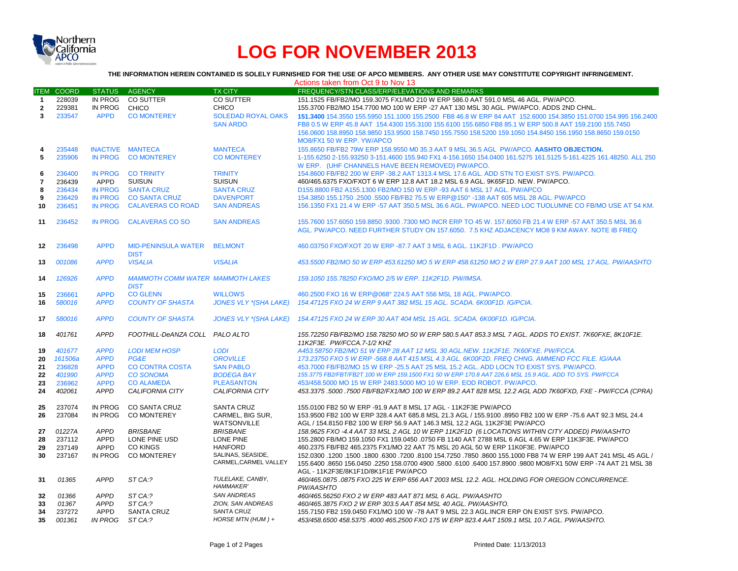# LOG FOR NOVEMBER 2013

**THE INFORMATION HEREIN CONTAINED IS SOLELY FURNISHED FOR THE USE OF APCO MEMBERS. ANY OTHER USE MAY CONSTITUTE COPYRIGHT INFRINGEMENT.**

Actions taken from Oct 9 to Nov 13

| ITEM | COORD | STATUS | AGENCY | TX CITY | FREQUENCY/STN CLASS/ERP/ELEVATIONS AND REMARKS |
|---|---|---|---|---|---|
| 1 | 228039 | IN PROG | CO SUTTER | CO SUTTER | 151.1525 FB/FB2/MO 159.3075 FX1/MO 210 W ERP 586.0 AAT 591.0 MSL 46 AGL. PW/APCO. |
| 2 | 229381 | IN PROG | CHICO | CHICO | 155.3700 FB2/MO 154.7700 MO 100 W ERP -27 AAT 130 MSL 30 AGL. PW/APCO. ADDS 2ND CHNL. |
| 3 | 233547 | APPD | CO MONTEREY | SOLEDAD ROYAL OAKS SAN ARDO | **151.3400** 154.3550 155.5950 151.1000 155.2500 FB8 46.8 W ERP 84 AAT 152.6000 154.3850 151.0700 154.995 156.2400 FB8 0.5 W ERP 45.8 AAT 154.4300 155.3100 155.6100 155.6850 FB8 85.1 W ERP 500.8 AAT 159.2100 155.7450 156.0600 158.8950 158.9850 153.9500 158.7450 155.7550 158.5200 159.1050 154.8450 156.1950 158.8650 159.0150 MO8/FX1 50 W ERP. YW/APCO |
| 4 | 235448 | INACTIVE | MANTECA | MANTECA | 155.8650 FB/FB2 79W ERP 158.9550 M0 35.3 AAT 9 MSL 36.5 AGL PW/APCO. **AASHTO OBJECTION.** |
| 5 | 235906 | IN PROG | CO MONTEREY | CO MONTEREY | 1-155.6250 2-155.93250 3-151.4600 155.940 FX1 4-156.1650 154.0400 161.5275 161.5125 5-161.4225 161.48250. ALL 250 W ERP. (UHF CHANNELS HAVE BEEN REMOVED) PW/APCO. |
| 6 | 236400 | IN PROG | CO TRINITY | TRINITY | 154.8600 FB/FB2 200 W ERP -38.2 AAT 1313.4 MSL 17.6 AGL. ADD STN TO EXIST SYS. PW/APCO. |
| 7 | 236439 | APPD | SUISUN | SUISUN | 460/465.6375 FXO/FXOT 6 W ERP 12.8 AAT 18.2 MSL 6.9 AGL. 9K65F1D. NEW. PW/APCO. |
| 8 | 236434 | IN PROG | SANTA CRUZ | SANTA CRUZ | D155.8800 FB2 A155.1300 FB2/MO 150 W ERP -93 AAT 6 MSL 17 AGL. PW/APCO |
| 9 | 236429 | IN PROG | CO SANTA CRUZ | DAVENPORT | 154.3850 155.1750 .2500 .5500 FB/FB2 75.5 W ERP@150° -138 AAT 605 MSL 28 AGL. PW/APCO |
| 10 | 236451 | IN PROG | CALAVERAS CO ROAD | SAN ANDREAS | 156.1350 FX1 21.4 W ERP -57 AAT 350.5 MSL 36.6 AGL. PW/APCO. NEED LOC TUOLUMNE CO FB/MO USE AT 54 KM. |
| 11 | 236452 | IN PROG | CALAVERAS CO SO | SAN ANDREAS | 155.7600 157.6050 159.8850 .9300 .7300 MO INCR ERP TO 45 W. 157.6050 FB 21.4 W ERP -57 AAT 350.5 MSL 36.6 AGL. PW/APCO. NEED FURTHER STUDY ON 157.6050. 7.5 KHZ ADJACENCY MO8 9 KM AWAY. NOTE IB FREQ |
| 12 | 236498 | APPD | MID-PENINSULA WATER DIST | BELMONT | 460.03750 FXO/FXOT 20 W ERP -87.7 AAT 3 MSL 6 AGL. 11K2F1D . PW/APCO |
| 13 | *001086* | *APPD* | *VISALIA* | *VISALIA* | *453.5500 FB2/MO 50 W ERP 453.61250 MO 5 W ERP 458.61250 MO 2 W ERP 27.9 AAT 100 MSL 17 AGL. PW/AASHTO* |
| 14 | *126926* | *APPD* | *MAMMOTH COMM WATER DIST* | *MAMMOTH LAKES* | *159.1050 155.78250 FXO/MO 2/5 W ERP. 11K2F1D. PW/IMSA.* |
| 15 | 236661 | APPD | CO GLENN | WILLOWS | 460.2500 FXO 16 W ERP@068° 224.5 AAT 556 MSL 18 AGL. PW/APCO. |
| 16 | *580016* | *APPD* | *COUNTY OF SHASTA* | *JONES VLY \*(SHA LAKE)* | *154.47125 FXO 24 W ERP 9 AAT 382 MSL 15 AGL. SCADA. 6K00F1D. IG/PCIA.* |
| 17 | *580016* | *APPD* | *COUNTY OF SHASTA* | *JONES VLY \*(SHA LAKE)* | *154.47125 FXO 24 W ERP 30 AAT 404 MSL 15 AGL. SCADA. 6K00F1D. IG/PCIA.* |
| 18 | *401761* | *APPD* | *FOOTHILL-DeANZA COLL* | *PALO ALTO* | *155.72250 FB/FB2/MO 158.78250 MO 50 W ERP 580.5 AAT 853.3 MSL 7 AGL. ADDS TO EXIST. 7K60FXE, 8K10F1E. 11K2F3E. PW/FCCA.7-1/2 KHZ* |
| 19 | *401677* | *APPD* | *LODI MEM HOSP* | *LODI* | *A453.58750 FB2/MO 51 W ERP 28 AAT 12 MSL 30 AGL.NEW. 11K2F1E, 7K60FXE. PW/FCCA.* |
| 20 | *161506a* | *APPD* | *PG&E* | *OROVILLE* | *173.23750 FXO 5 W ERP -568.8 AAT 415 MSL 4.3 AGL. 6K00F2D. FREQ CHNG. AMMEND FCC FILE. IG/AAA* |
| 21 | 236828 | APPD | CO CONTRA COSTA | SAN PABLO | 453.7000 FB/FB2/MO 15 W ERP -25.5 AAT 25 MSL 15.2 AGL. ADD LOCN TO EXIST SYS. PW/APCO. |
| 22 | *401990* | *APPD* | *CO SONOMA* | *BODEGA BAY* | *155.3775 FB2/FBT/FB2T 100 W ERP 159.1500 FX1 50 W ERP 170.8 AAT 226.6 MSL 15.9 AGL. ADD TO SYS. PW/FCCA* |
| 23 | 236962 | APPD | CO ALAMEDA | PLEASANTON | 453/458.5000 MO 15 W ERP 2483.5000 MO 10 W ERP. EOD ROBOT. PW/APCO. |
| 24 | *402061* | *APPD* | *CALIFORNIA CITY* | *CALIFORNIA CITY* | *453.3375 .5000 .7500 FB/FB2/FX1/MO 100 W ERP 89.2 AAT 828 MSL 12.2 AGL ADD 7K60FXD, FXE - PW/FCCA (CPRA)* |
| 25 | 237074 | IN PROG | CO SANTA CRUZ | SANTA CRUZ | 155.0100 FB2 50 W ERP -91.9 AAT 8 MSL 17 AGL - 11K2F3E PW/APCO |
| 26 | 237084 | IN PROG | CO MONTEREY | CARMEL, BIG SUR, WATSONVILLE | 153.9500 FB2 100 W ERP 328.4 AAT 685.8 MSL 21.3 AGL / 155.9100 .8950 FB2 100 W ERP -75.6 AAT 92.3 MSL 24.4 AGL / 154.8150 FB2 100 W ERP 56.9 AAT 146.3 MSL 12.2 AGL 11K2F3E PW/APCO |
| 27 | *01227A* | *APPD* | *BRISBANE* | *BRISBANE* | *158.9625 FXO -4.4 AAT 33 MSL 2 AGL 10 W ERP 11K2F1D (6 LOCATIONS WITHIN CITY ADDED) PW/AASHTO* |
| 28 | 237112 | APPD | LONE PINE USD | LONE PINE | 155.2800 FB/MO 159.1050 FX1 159.0450 .0750 FB 1140 AAT 2788 MSL 6 AGL 4.65 W ERP 11K3F3E. PW/APCO |
| 29 | 237149 | APPD | CO KINGS | HANFORD | 460.2375 FB/FB2 465.2375 FX1/MO 22 AAT 75 MSL 20 AGL 50 W ERP 11K0F3E. PW/APCO |
| 30 | 237167 | IN PROG | CO MONTEREY | SALINAS, SEASIDE, CARMEL,CARMEL VALLEY | 152.0300 .1200 .1500 .1800 .6300 .7200 .8100 154.7250 .7850 .8600 155.1000 FB8 74 W ERP 199 AAT 241 MSL 45 AGL / 155.6400 .8650 156.0450 .2250 158.0700 4900 .5800 .6100 .6400 157.8900 .9800 MO8/FX1 50W ERP -74 AAT 21 MSL 38 AGL - 11K2F3E/8K1F1D/8K1F1E PW/APCO |
| 31 | *01365* | *APPD* | *ST CA:?* | *TULELAKE, CANBY, HAMMAKER'* | *460/465.0875 .0875 FXO 225 W ERP 656 AAT 2003 MSL 12.2. AGL. HOLDING FOR OREGON CONCURRENCE. PW/AASHTO* |
| 32 | *01366* | *APPD* | *ST CA:?* | *SAN ANDREAS* | *460/465.56250 FXO 2 W ERP 483 AAT 871 MSL 6 AGL. PW/AASHTO* |
| 33 | *01367* | *APPD* | *ST CA:?* | *ZION, SAN ANDREAS* | *460/465.3875 FXO 2 W ERP 303.5 AAT 854 MSL 40 AGL. PW/AASHTO.* |
| 34 | 237272 | APPD | SANTA CRUZ | SANTA CRUZ | 155.7150 FB2 159.0450 FX1/MO 100 W -78 AAT 9 MSL 22.3 AGL.INCR ERP ON EXIST SYS. PW/APCO. |
| 35 | *001361* | *IN PROG* | *ST CA:?* | *HORSE MTN (HUM ) +* | *453/458.6500 458.5375 .4000 465.2500 FXO 175 W ERP 823.4 AAT 1509.1 MSL 10.7 AGL. PW/AASHTO.* |

Printed Date: 11/13/2013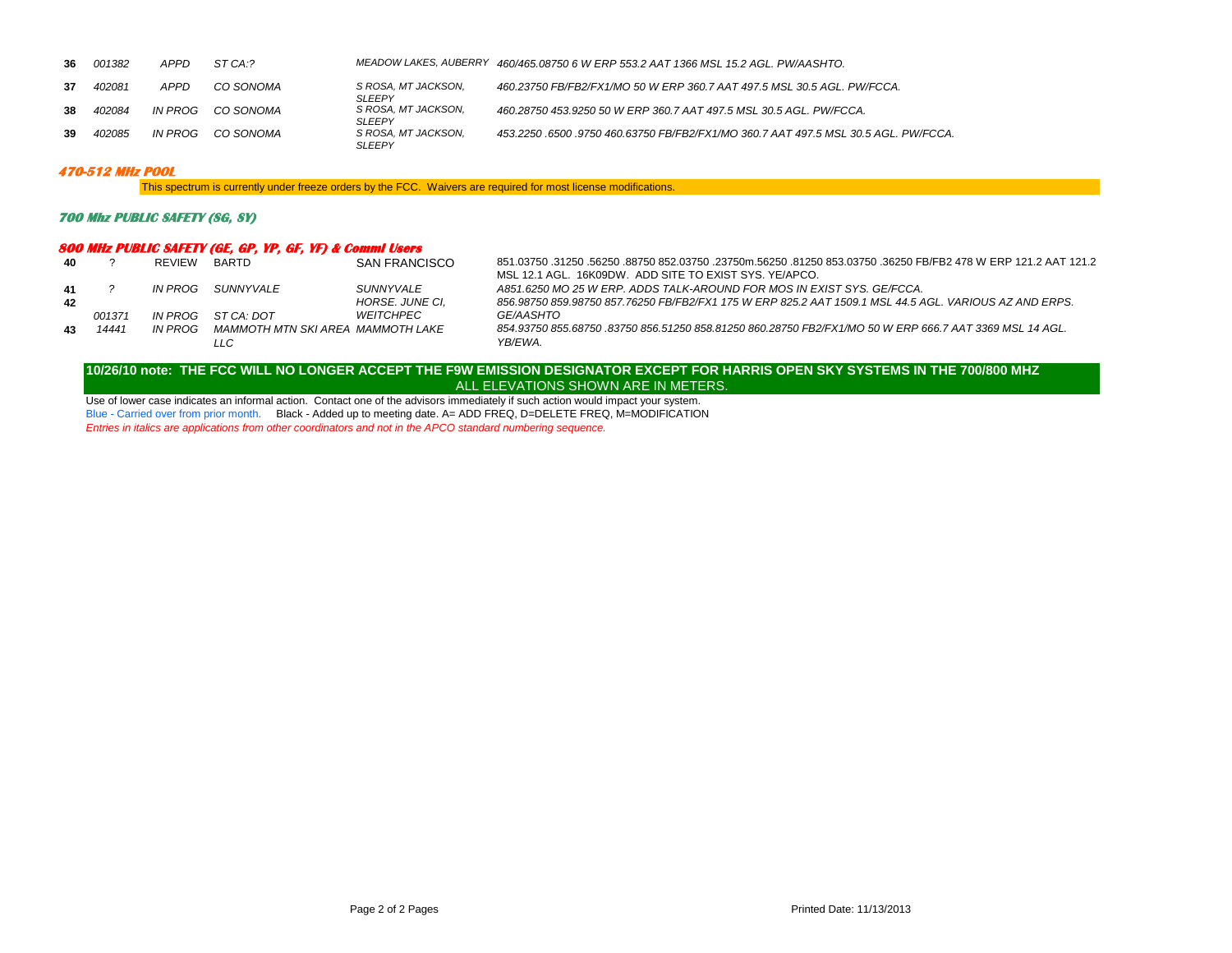| | | | | | |
|---|---|---|---|---|---|
| 36 | *001382* | *APPD* | *ST CA:?* | *MEADOW LAKES, AUBERRY* | *460/465.08750 6 W ERP 553.2 AAT 1366 MSL 15.2 AGL. PW/AASHTO.* |
| 37 | *402081* | *APPD* | *CO SONOMA* | *S ROSA, MT JACKSON, SLEEPY* | *460.23750 FB/FB2/FX1/MO 50 W ERP 360.7 AAT 497.5 MSL 30.5 AGL. PW/FCCA.* |
| 38 | *402084* | *IN PROG* | *CO SONOMA* | *S ROSA, MT JACKSON, SLEEPY* | *460.28750 453.9250 50 W ERP 360.7 AAT 497.5 MSL 30.5 AGL. PW/FCCA.* |
| 39 | *402085* | *IN PROG* | *CO SONOMA* | *S ROSA, MT JACKSON, SLEEPY* | *453.2250 .6500 .9750 460.63750 FB/FB2/FX1/MO 360.7 AAT 497.5 MSL 30.5 AGL. PW/FCCA.* |

### *470-512 MHz POOL*

This spectrum is currently under freeze orders by the FCC. Waivers are required for most license modifications.

### *700 Mhz PUBLIC SAFETY (SG, SY)*

### *800 MHz PUBLIC SAFETY (GE, GP, YP, GF, YF) & Comml Users*

| | | | | | |
|---|---|---|---|---|---|
| 40 | ? | REVIEW | BARTD | SAN FRANCISCO | 851.03750 .31250 .56250 .88750 852.03750 .23750m.56250 .81250 853.03750 .36250 FB/FB2 478 W ERP 121.2 AAT 121.2 MSL 12.1 AGL. 16K09DW. ADD SITE TO EXIST SYS. YE/APCO. |
| 41 | *?* | *IN PROG* | *SUNNYVALE* | *SUNNYVALE* | *A851.6250 MO 25 W ERP. ADDS TALK-AROUND FOR MOS IN EXIST SYS. GE/FCCA.* |
| 42 | *001371* | *IN PROG* | *ST CA: DOT* | *HORSE. JUNE CI, WEITCHPEC* | *856.98750 859.98750 857.76250 FB/FB2/FX1 175 W ERP 825.2 AAT 1509.1 MSL 44.5 AGL. VARIOUS AZ AND ERPS. GE/AASHTO* |
| 43 | *14441* | *IN PROG* | *MAMMOTH MTN SKI AREA LLC* | *MAMMOTH LAKE* | *854.93750 855.68750 .83750 856.51250 858.81250 860.28750 FB2/FX1/MO 50 W ERP 666.7 AAT 3369 MSL 14 AGL. YB/EWA.* |

**10/26/10 note: THE FCC WILL NO LONGER ACCEPT THE F9W EMISSION DESIGNATOR EXCEPT FOR HARRIS OPEN SKY SYSTEMS IN THE 700/800 MHZ**

ALL ELEVATIONS SHOWN ARE IN METERS.

Use of lower case indicates an informal action. Contact one of the advisors immediately if such action would impact your system.

Blue - Carried over from prior month. Black - Added up to meeting date. A= ADD FREQ, D=DELETE FREQ, M=MODIFICATION

*Entries in italics are applications from other coordinators and not in the APCO standard numbering sequence.*

Printed Date: 11/13/2013